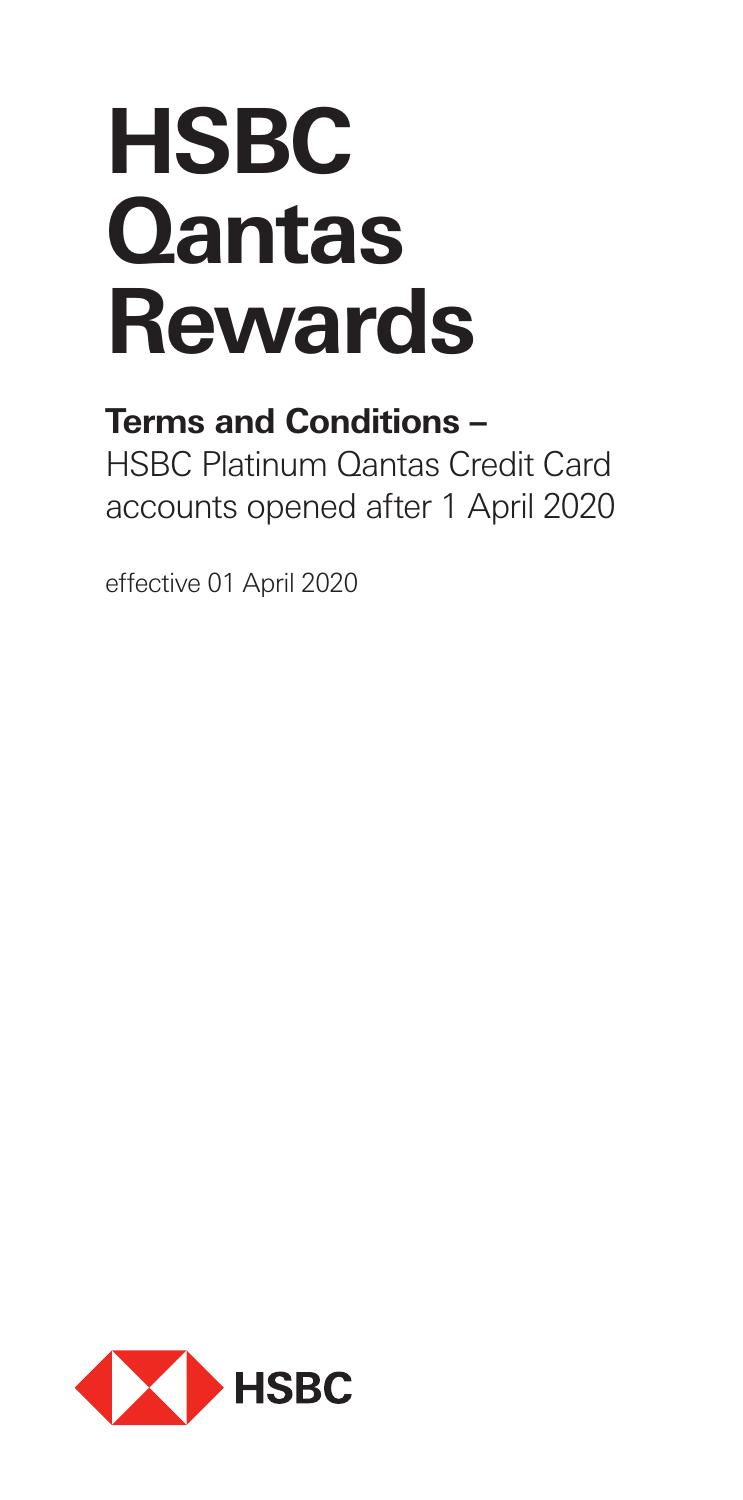# HSBC Qantas Rewards

## Terms and Conditions –

HSBC Platinum Qantas Credit Card accounts opened after 1 April 2020

effective 01 April 2020

HSBC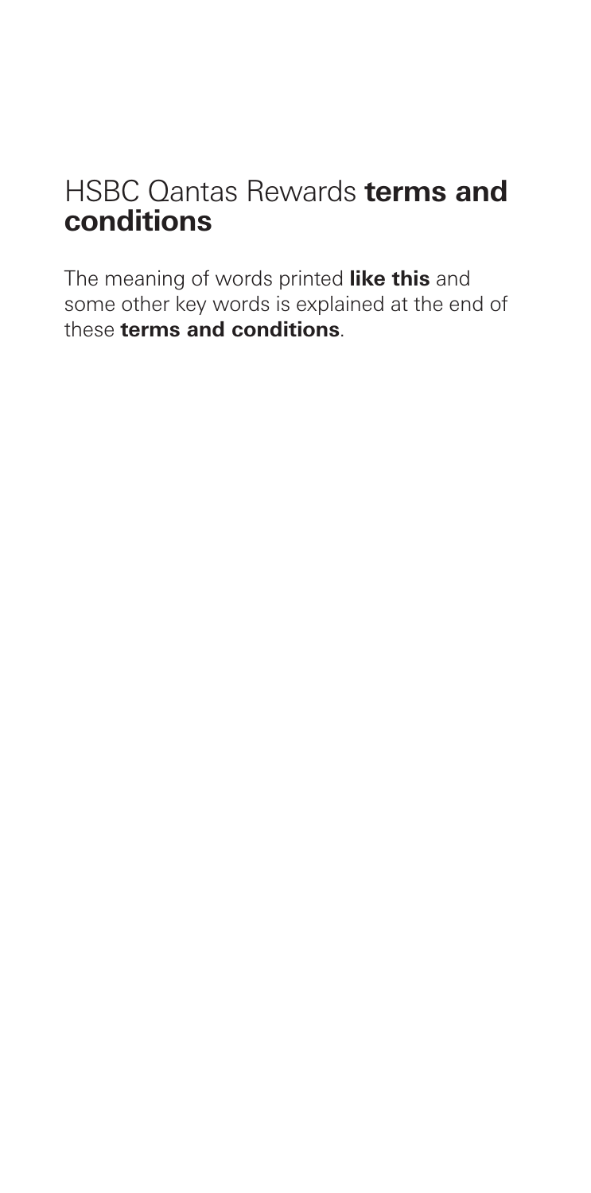# HSBC Qantas Rewards **terms and conditions**

The meaning of words printed **like this** and some other key words is explained at the end of these **terms and conditions**.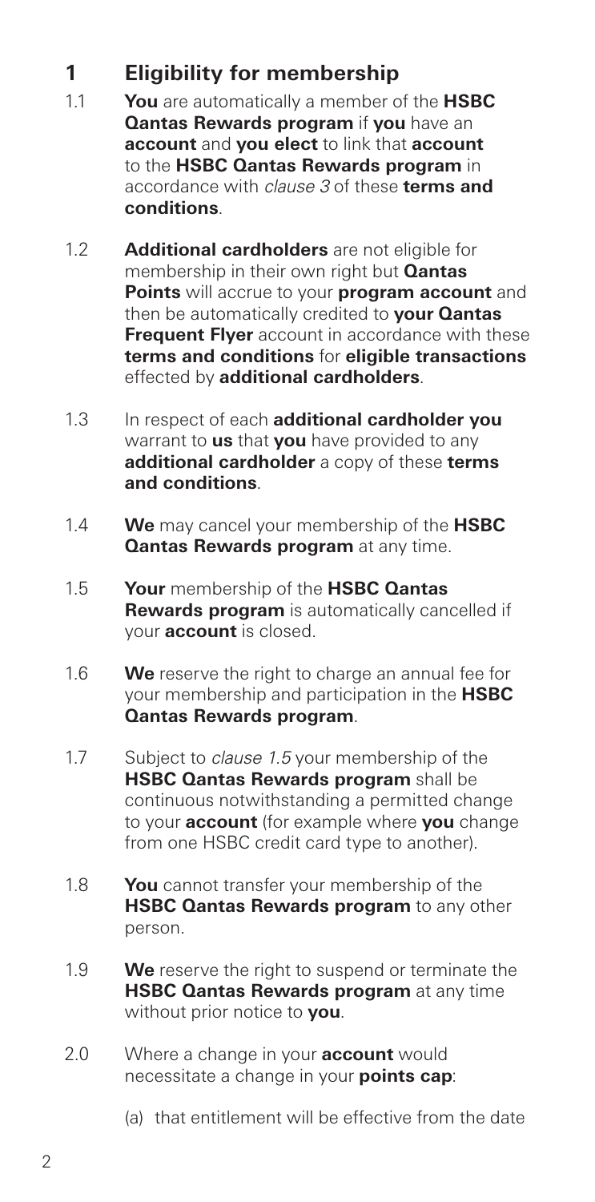## 1 Eligibility for membership

1.1 **You** are automatically a member of the **HSBC Qantas Rewards program** if **you** have an **account** and **you elect** to link that **account** to the **HSBC Qantas Rewards program** in accordance with *clause 3* of these **terms and conditions**.

1.2 **Additional cardholders** are not eligible for membership in their own right but **Qantas Points** will accrue to your **program account** and then be automatically credited to **your Qantas Frequent Flyer** account in accordance with these **terms and conditions** for **eligible transactions** effected by **additional cardholders**.

1.3 In respect of each **additional cardholder you** warrant to **us** that **you** have provided to any **additional cardholder** a copy of these **terms and conditions**.

1.4 **We** may cancel your membership of the **HSBC Qantas Rewards program** at any time.

1.5 **Your** membership of the **HSBC Qantas Rewards program** is automatically cancelled if your **account** is closed.

1.6 **We** reserve the right to charge an annual fee for your membership and participation in the **HSBC Qantas Rewards program**.

1.7 Subject to *clause 1.5* your membership of the **HSBC Qantas Rewards program** shall be continuous notwithstanding a permitted change to your **account** (for example where **you** change from one HSBC credit card type to another).

1.8 **You** cannot transfer your membership of the **HSBC Qantas Rewards program** to any other person.

1.9 **We** reserve the right to suspend or terminate the **HSBC Qantas Rewards program** at any time without prior notice to **you**.

2.0 Where a change in your **account** would necessitate a change in your **points cap**:

(a) that entitlement will be effective from the date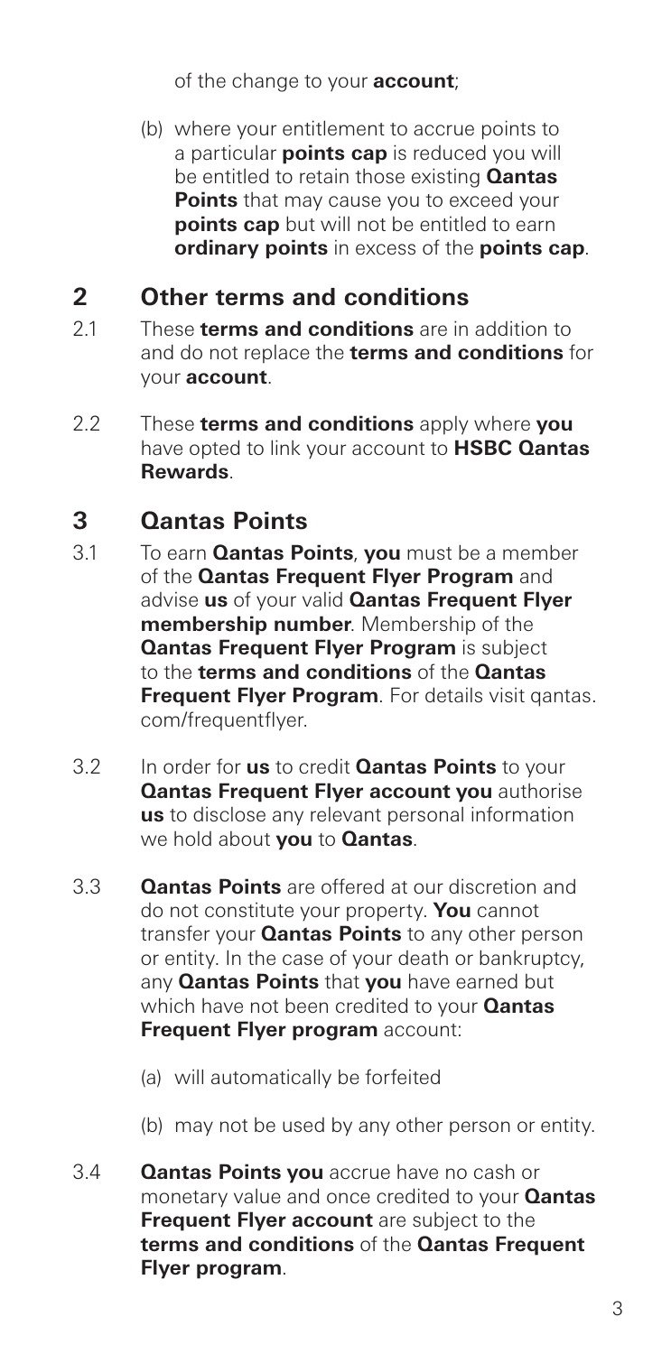of the change to your **account**;

(b) where your entitlement to accrue points to a particular **points cap** is reduced you will be entitled to retain those existing **Qantas Points** that may cause you to exceed your **points cap** but will not be entitled to earn **ordinary points** in excess of the **points cap**.

## 2 Other terms and conditions

2.1 These **terms and conditions** are in addition to and do not replace the **terms and conditions** for your **account**.

2.2 These **terms and conditions** apply where **you** have opted to link your account to **HSBC Qantas Rewards**.

## 3 Qantas Points

3.1 To earn **Qantas Points**, **you** must be a member of the **Qantas Frequent Flyer Program** and advise **us** of your valid **Qantas Frequent Flyer membership number**. Membership of the **Qantas Frequent Flyer Program** is subject to the **terms and conditions** of the **Qantas Frequent Flyer Program**. For details visit qantas.com/frequentflyer.

3.2 In order for **us** to credit **Qantas Points** to your **Qantas Frequent Flyer account you** authorise **us** to disclose any relevant personal information we hold about **you** to **Qantas**.

3.3 **Qantas Points** are offered at our discretion and do not constitute your property. **You** cannot transfer your **Qantas Points** to any other person or entity. In the case of your death or bankruptcy, any **Qantas Points** that **you** have earned but which have not been credited to your **Qantas Frequent Flyer program** account:

(a) will automatically be forfeited

(b) may not be used by any other person or entity.

3.4 **Qantas Points you** accrue have no cash or monetary value and once credited to your **Qantas Frequent Flyer account** are subject to the **terms and conditions** of the **Qantas Frequent Flyer program**.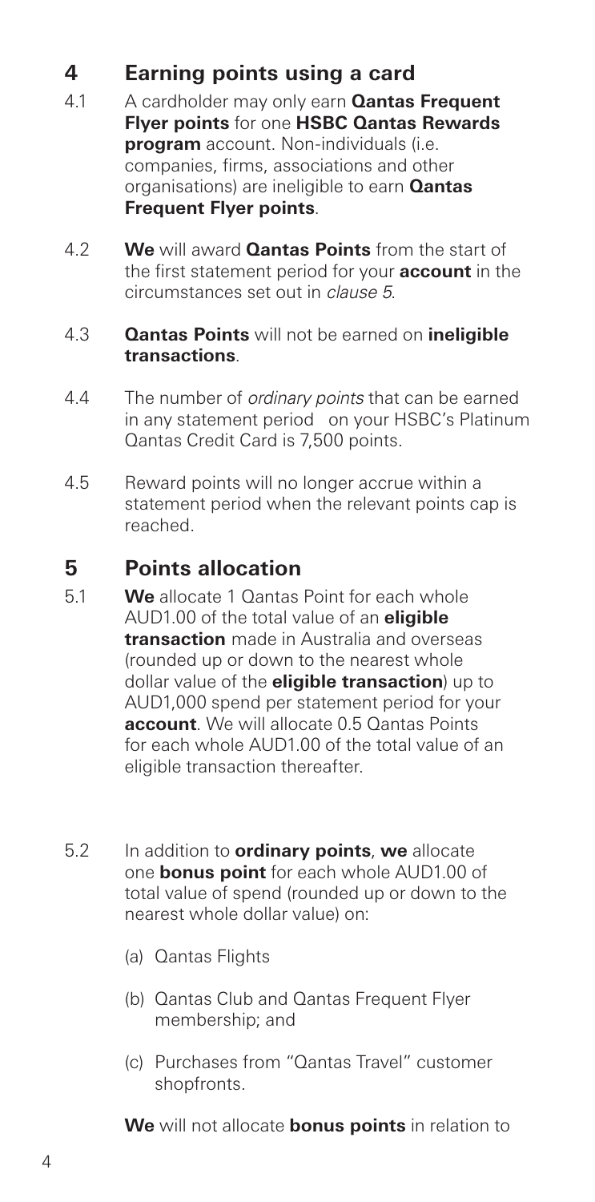## 4 Earning points using a card

4.1 A cardholder may only earn **Qantas Frequent Flyer points** for one **HSBC Qantas Rewards program** account. Non-individuals (i.e. companies, firms, associations and other organisations) are ineligible to earn **Qantas Frequent Flyer points**.

4.2 **We** will award **Qantas Points** from the start of the first statement period for your **account** in the circumstances set out in *clause 5*.

4.3 **Qantas Points** will not be earned on **ineligible transactions**.

4.4 The number of *ordinary points* that can be earned in any statement period on your HSBC's Platinum Qantas Credit Card is 7,500 points.

4.5 Reward points will no longer accrue within a statement period when the relevant points cap is reached.

## 5 Points allocation

5.1 **We** allocate 1 Qantas Point for each whole AUD1.00 of the total value of an **eligible transaction** made in Australia and overseas (rounded up or down to the nearest whole dollar value of the **eligible transaction**) up to AUD1,000 spend per statement period for your **account**. We will allocate 0.5 Qantas Points for each whole AUD1.00 of the total value of an eligible transaction thereafter.

5.2 In addition to **ordinary points**, **we** allocate one **bonus point** for each whole AUD1.00 of total value of spend (rounded up or down to the nearest whole dollar value) on:

(a) Qantas Flights

(b) Qantas Club and Qantas Frequent Flyer membership; and

(c) Purchases from "Qantas Travel" customer shopfronts.

**We** will not allocate **bonus points** in relation to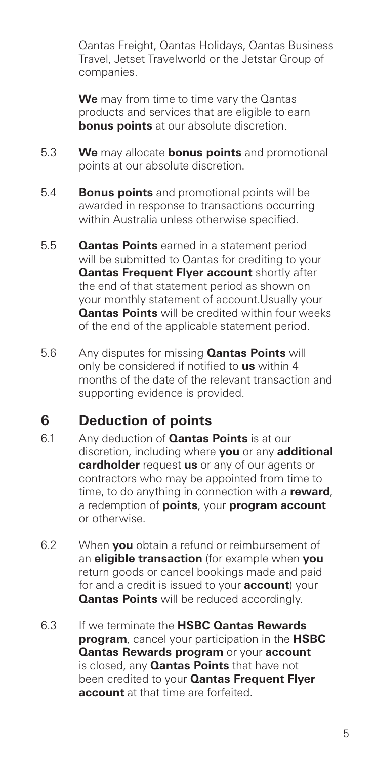Qantas Freight, Qantas Holidays, Qantas Business Travel, Jetset Travelworld or the Jetstar Group of companies.

**We** may from time to time vary the Qantas products and services that are eligible to earn **bonus points** at our absolute discretion.

5.3 **We** may allocate **bonus points** and promotional points at our absolute discretion.

5.4 **Bonus points** and promotional points will be awarded in response to transactions occurring within Australia unless otherwise specified.

5.5 **Qantas Points** earned in a statement period will be submitted to Qantas for crediting to your **Qantas Frequent Flyer account** shortly after the end of that statement period as shown on your monthly statement of account.Usually your **Qantas Points** will be credited within four weeks of the end of the applicable statement period.

5.6 Any disputes for missing **Qantas Points** will only be considered if notified to **us** within 4 months of the date of the relevant transaction and supporting evidence is provided.

## 6 Deduction of points

6.1 Any deduction of **Qantas Points** is at our discretion, including where **you** or any **additional cardholder** request **us** or any of our agents or contractors who may be appointed from time to time, to do anything in connection with a **reward**, a redemption of **points**, your **program account** or otherwise.

6.2 When **you** obtain a refund or reimbursement of an **eligible transaction** (for example when **you** return goods or cancel bookings made and paid for and a credit is issued to your **account**) your **Qantas Points** will be reduced accordingly.

6.3 If we terminate the **HSBC Qantas Rewards program**, cancel your participation in the **HSBC Qantas Rewards program** or your **account** is closed, any **Qantas Points** that have not been credited to your **Qantas Frequent Flyer account** at that time are forfeited.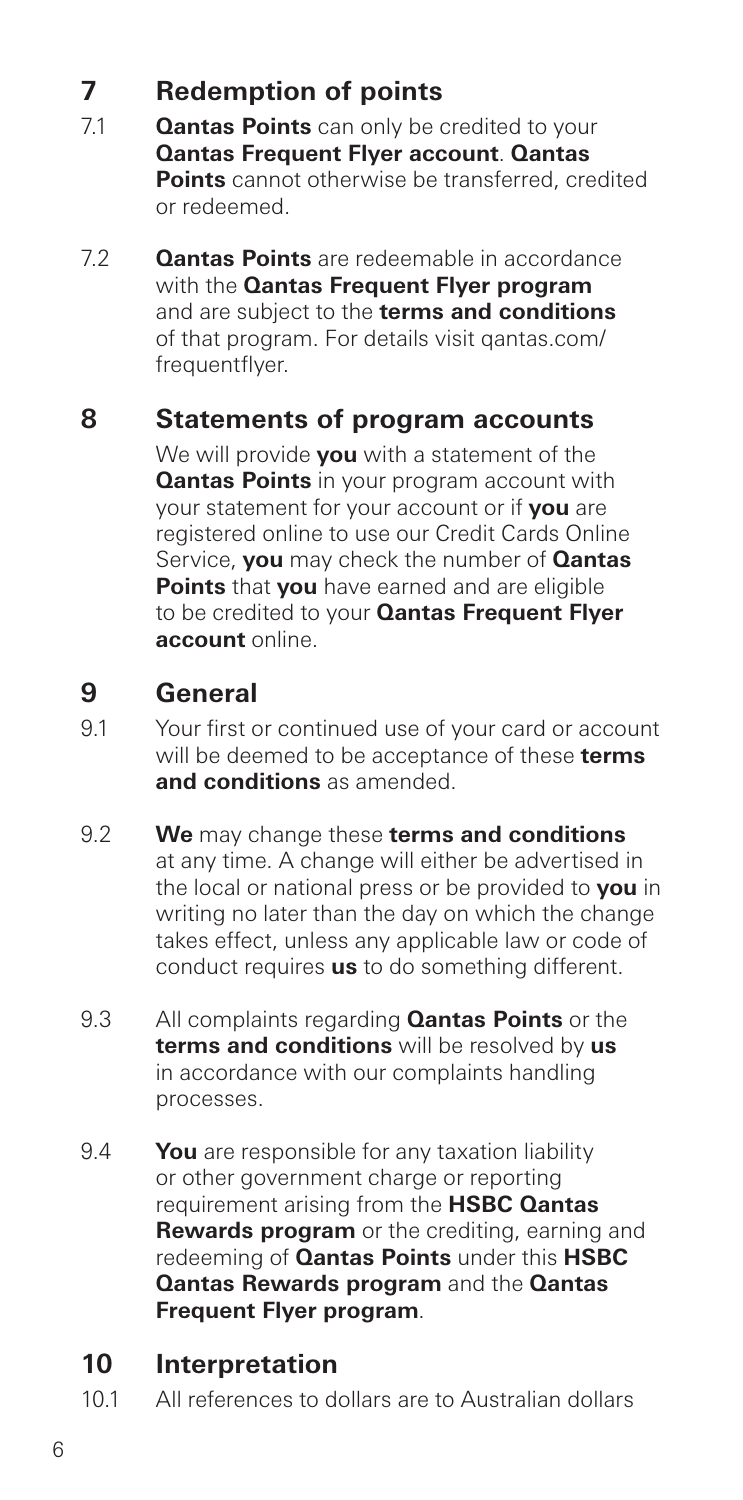## 7 Redemption of points

7.1 **Qantas Points** can only be credited to your **Qantas Frequent Flyer account**. **Qantas Points** cannot otherwise be transferred, credited or redeemed.

7.2 **Qantas Points** are redeemable in accordance with the **Qantas Frequent Flyer program** and are subject to the **terms and conditions** of that program. For details visit qantas.com/frequentflyer.

## 8 Statements of program accounts

We will provide **you** with a statement of the **Qantas Points** in your program account with your statement for your account or if **you** are registered online to use our Credit Cards Online Service, **you** may check the number of **Qantas Points** that **you** have earned and are eligible to be credited to your **Qantas Frequent Flyer account** online.

## 9 General

9.1 Your first or continued use of your card or account will be deemed to be acceptance of these **terms and conditions** as amended.

9.2 **We** may change these **terms and conditions** at any time. A change will either be advertised in the local or national press or be provided to **you** in writing no later than the day on which the change takes effect, unless any applicable law or code of conduct requires **us** to do something different.

9.3 All complaints regarding **Qantas Points** or the **terms and conditions** will be resolved by **us** in accordance with our complaints handling processes.

9.4 **You** are responsible for any taxation liability or other government charge or reporting requirement arising from the **HSBC Qantas Rewards program** or the crediting, earning and redeeming of **Qantas Points** under this **HSBC Qantas Rewards program** and the **Qantas Frequent Flyer program**.

## 10 Interpretation

10.1 All references to dollars are to Australian dollars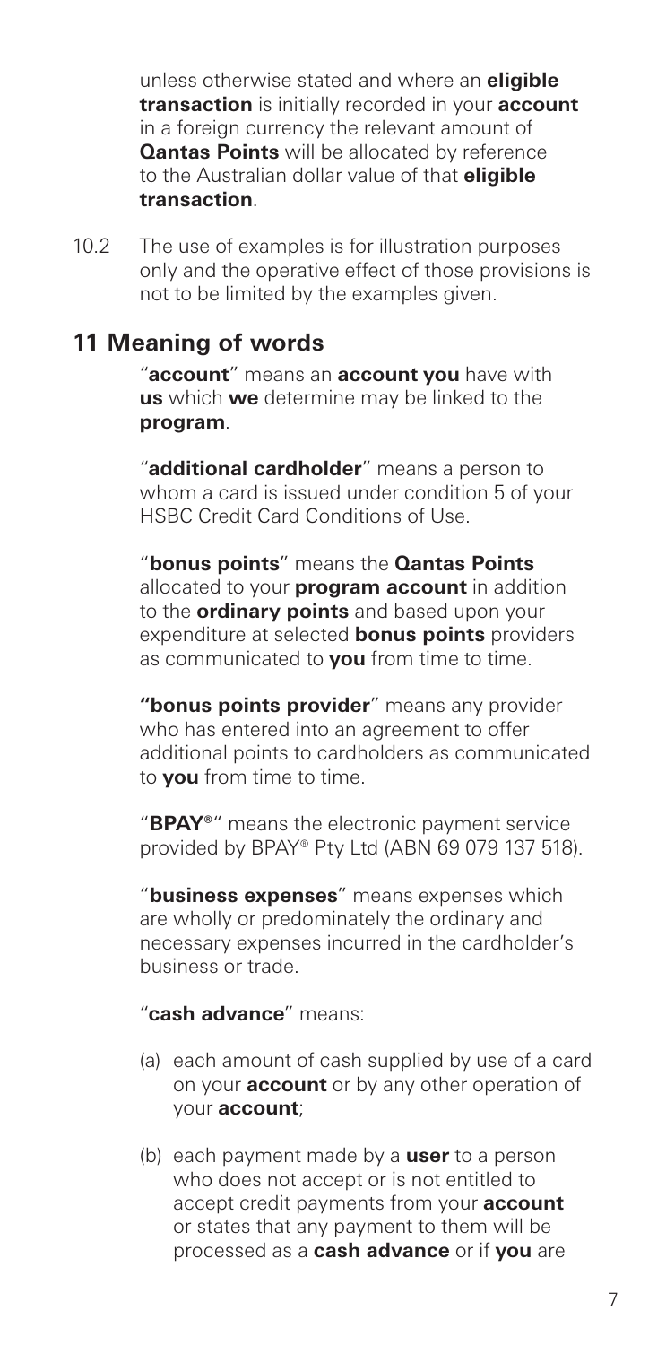unless otherwise stated and where an **eligible transaction** is initially recorded in your **account** in a foreign currency the relevant amount of **Qantas Points** will be allocated by reference to the Australian dollar value of that **eligible transaction**.

10.2 The use of examples is for illustration purposes only and the operative effect of those provisions is not to be limited by the examples given.

## 11 Meaning of words

"**account**" means an **account you** have with **us** which **we** determine may be linked to the **program**.

"**additional cardholder**" means a person to whom a card is issued under condition 5 of your HSBC Credit Card Conditions of Use.

"**bonus points**" means the **Qantas Points** allocated to your **program account** in addition to the **ordinary points** and based upon your expenditure at selected **bonus points** providers as communicated to **you** from time to time.

**"bonus points provider**" means any provider who has entered into an agreement to offer additional points to cardholders as communicated to **you** from time to time.

"**BPAY®**" means the electronic payment service provided by BPAY® Pty Ltd (ABN 69 079 137 518).

"**business expenses**" means expenses which are wholly or predominately the ordinary and necessary expenses incurred in the cardholder's business or trade.

"**cash advance**" means:

(a) each amount of cash supplied by use of a card on your **account** or by any other operation of your **account**;

(b) each payment made by a **user** to a person who does not accept or is not entitled to accept credit payments from your **account** or states that any payment to them will be processed as a **cash advance** or if **you** are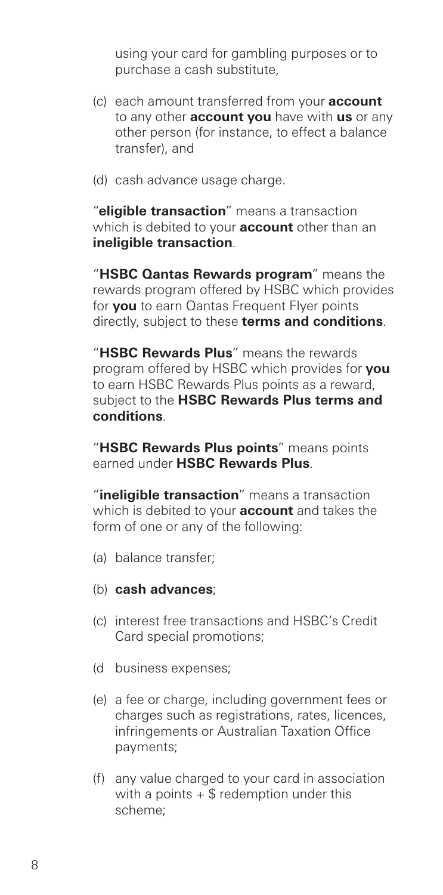using your card for gambling purposes or to purchase a cash substitute,

(c) each amount transferred from your **account** to any other **account you** have with **us** or any other person (for instance, to effect a balance transfer), and

(d) cash advance usage charge.

"**eligible transaction**" means a transaction which is debited to your **account** other than an **ineligible transaction**.

"**HSBC Qantas Rewards program**" means the rewards program offered by HSBC which provides for **you** to earn Qantas Frequent Flyer points directly, subject to these **terms and conditions**.

"**HSBC Rewards Plus**" means the rewards program offered by HSBC which provides for **you** to earn HSBC Rewards Plus points as a reward, subject to the **HSBC Rewards Plus terms and conditions**.

"**HSBC Rewards Plus points**" means points earned under **HSBC Rewards Plus**.

"**ineligible transaction**" means a transaction which is debited to your **account** and takes the form of one or any of the following:

(a) balance transfer;

(b) **cash advances**;

(c) interest free transactions and HSBC's Credit Card special promotions;

(d business expenses;

(e) a fee or charge, including government fees or charges such as registrations, rates, licences, infringements or Australian Taxation Office payments;

(f) any value charged to your card in association with a points + $ redemption under this scheme;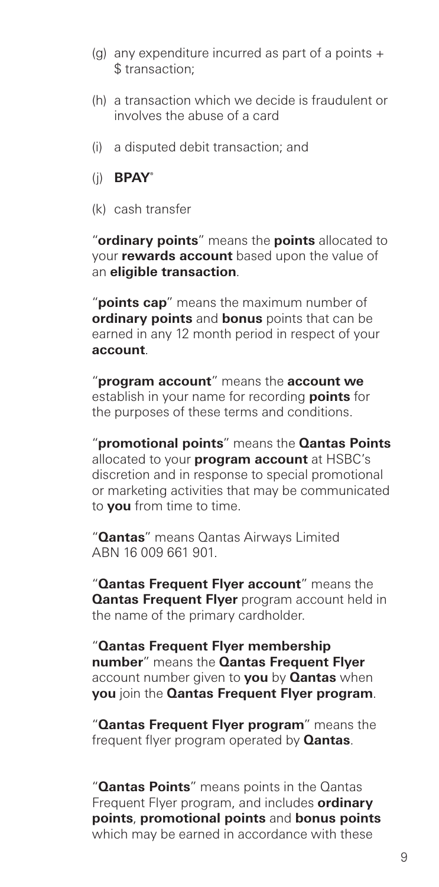(g) any expenditure incurred as part of a points + $ transaction;

(h) a transaction which we decide is fraudulent or involves the abuse of a card

(i) a disputed debit transaction; and

(j) **BPAY®**

(k) cash transfer

"**ordinary points**" means the **points** allocated to your **rewards account** based upon the value of an **eligible transaction**.

"**points cap**" means the maximum number of **ordinary points** and **bonus** points that can be earned in any 12 month period in respect of your **account**.

"**program account**" means the **account we** establish in your name for recording **points** for the purposes of these terms and conditions.

"**promotional points**" means the **Qantas Points** allocated to your **program account** at HSBC's discretion and in response to special promotional or marketing activities that may be communicated to **you** from time to time.

"**Qantas**" means Qantas Airways Limited ABN 16 009 661 901.

"**Qantas Frequent Flyer account**" means the **Qantas Frequent Flyer** program account held in the name of the primary cardholder.

"**Qantas Frequent Flyer membership number**" means the **Qantas Frequent Flyer** account number given to **you** by **Qantas** when **you** join the **Qantas Frequent Flyer program**.

"**Qantas Frequent Flyer program**" means the frequent flyer program operated by **Qantas**.

"**Qantas Points**" means points in the Qantas Frequent Flyer program, and includes **ordinary points**, **promotional points** and **bonus points** which may be earned in accordance with these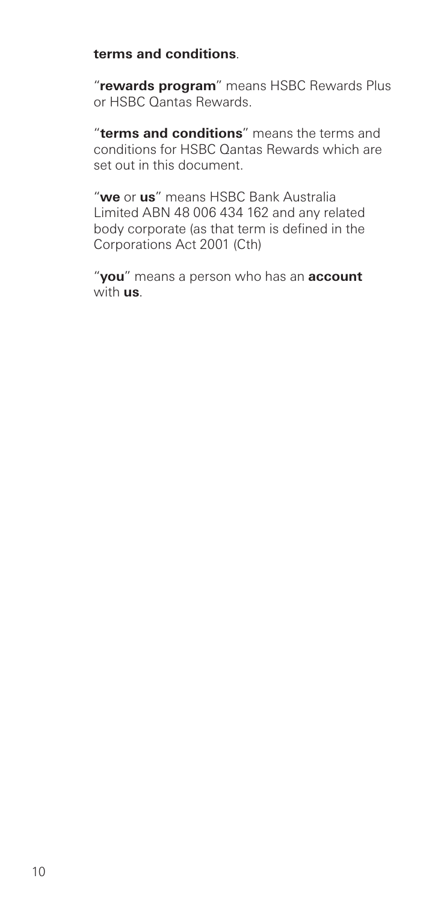**terms and conditions**.

"**rewards program**" means HSBC Rewards Plus or HSBC Qantas Rewards.

"**terms and conditions**" means the terms and conditions for HSBC Qantas Rewards which are set out in this document.

"**we** or **us**" means HSBC Bank Australia Limited ABN 48 006 434 162 and any related body corporate (as that term is defined in the Corporations Act 2001 (Cth)

"**you**" means a person who has an **account** with **us**.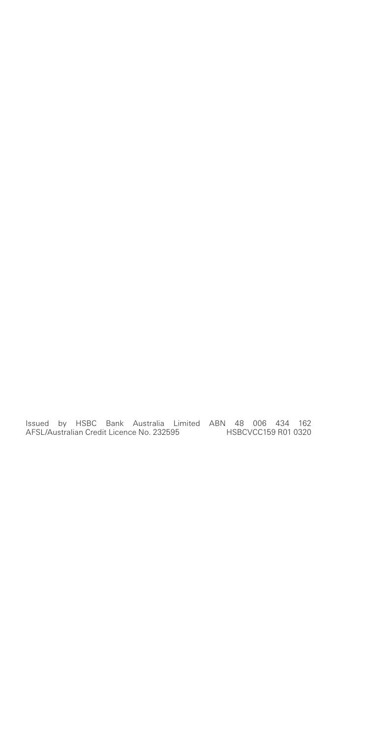Issued by HSBC Bank Australia Limited ABN 48 006 434 162
AFSL/Australian Credit Licence No. 232595 HSBCVCC159 R01 0320